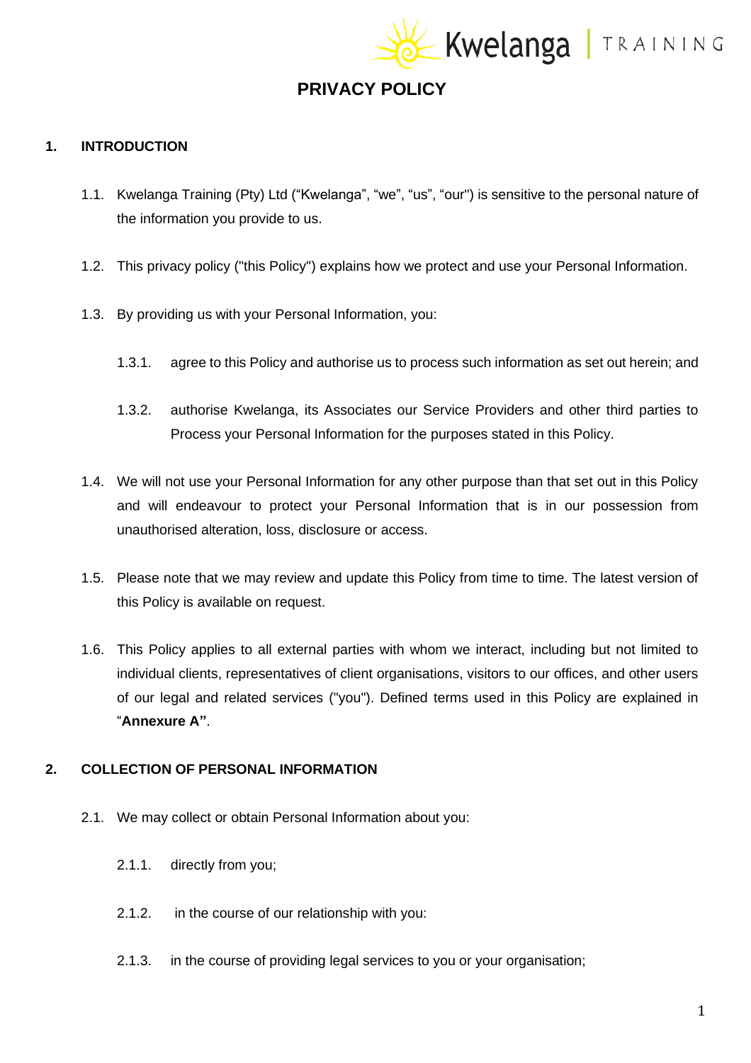# PRIVACY POLICY

## 1. INTRODUCTION

1.1. Kwelanga Training (Pty) Ltd ("Kwelanga", "we", "us", "our") is sensitive to the personal nature of the information you provide to us.

1.2. This privacy policy ("this Policy") explains how we protect and use your Personal Information.

1.3. By providing us with your Personal Information, you:

1.3.1. agree to this Policy and authorise us to process such information as set out herein; and

1.3.2. authorise Kwelanga, its Associates our Service Providers and other third parties to Process your Personal Information for the purposes stated in this Policy.

1.4. We will not use your Personal Information for any other purpose than that set out in this Policy and will endeavour to protect your Personal Information that is in our possession from unauthorised alteration, loss, disclosure or access.

1.5. Please note that we may review and update this Policy from time to time. The latest version of this Policy is available on request.

1.6. This Policy applies to all external parties with whom we interact, including but not limited to individual clients, representatives of client organisations, visitors to our offices, and other users of our legal and related services ("you"). Defined terms used in this Policy are explained in "**Annexure A"**.

## 2. COLLECTION OF PERSONAL INFORMATION

2.1. We may collect or obtain Personal Information about you:

2.1.1. directly from you;

2.1.2. in the course of our relationship with you:

2.1.3. in the course of providing legal services to you or your organisation;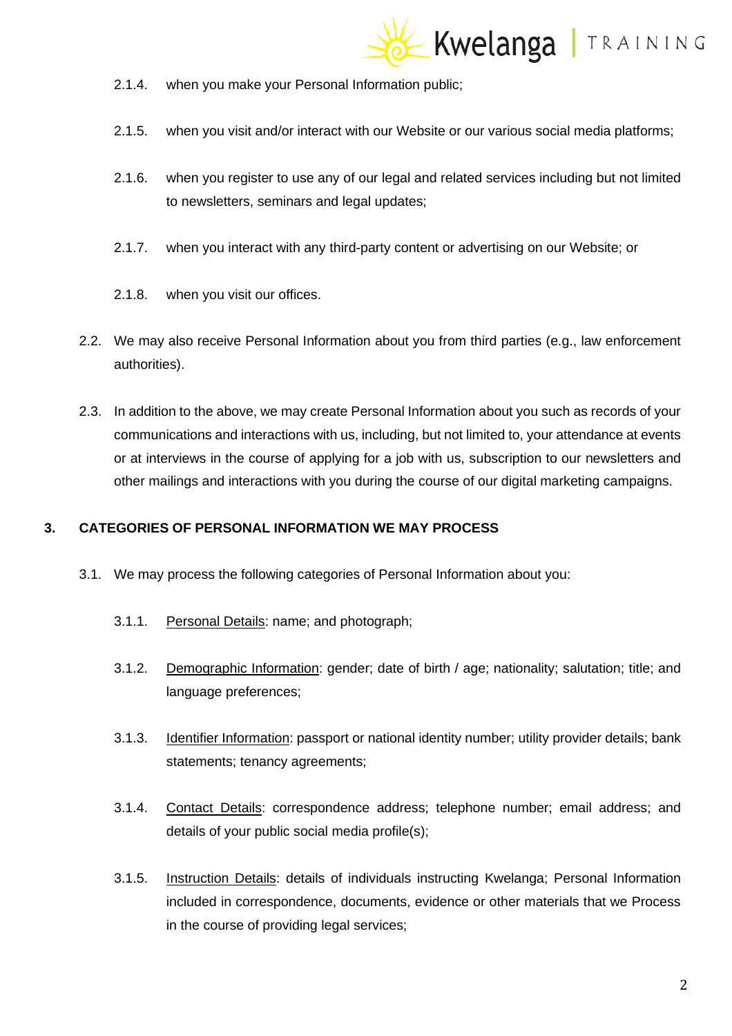2.1.4. when you make your Personal Information public;

2.1.5. when you visit and/or interact with our Website or our various social media platforms;

2.1.6. when you register to use any of our legal and related services including but not limited to newsletters, seminars and legal updates;

2.1.7. when you interact with any third-party content or advertising on our Website; or

2.1.8. when you visit our offices.

2.2. We may also receive Personal Information about you from third parties (e.g., law enforcement authorities).

2.3. In addition to the above, we may create Personal Information about you such as records of your communications and interactions with us, including, but not limited to, your attendance at events or at interviews in the course of applying for a job with us, subscription to our newsletters and other mailings and interactions with you during the course of our digital marketing campaigns.

## 3. CATEGORIES OF PERSONAL INFORMATION WE MAY PROCESS

3.1. We may process the following categories of Personal Information about you:

3.1.1. Personal Details: name; and photograph;

3.1.2. Demographic Information: gender; date of birth / age; nationality; salutation; title; and language preferences;

3.1.3. Identifier Information: passport or national identity number; utility provider details; bank statements; tenancy agreements;

3.1.4. Contact Details: correspondence address; telephone number; email address; and details of your public social media profile(s);

3.1.5. Instruction Details: details of individuals instructing Kwelanga; Personal Information included in correspondence, documents, evidence or other materials that we Process in the course of providing legal services;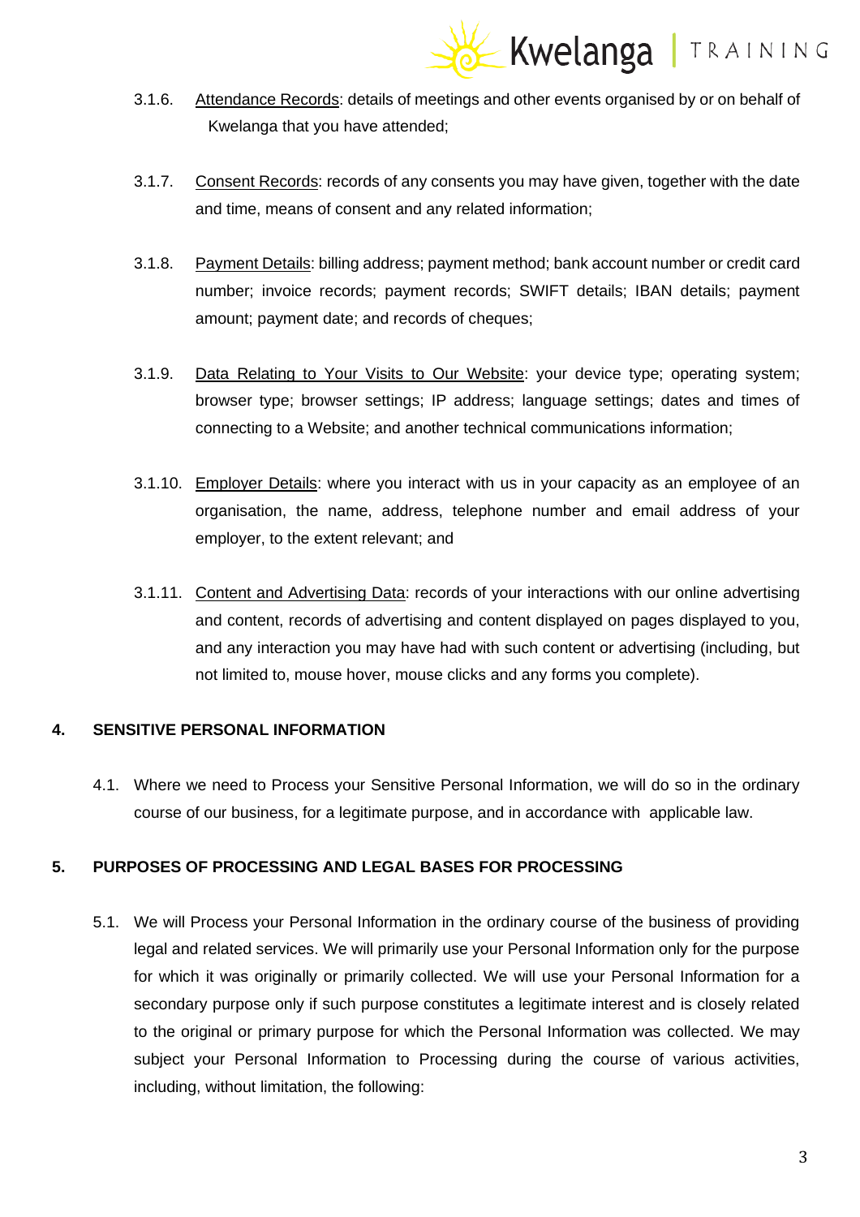3.1.6. Attendance Records: details of meetings and other events organised by or on behalf of Kwelanga that you have attended;

3.1.7. Consent Records: records of any consents you may have given, together with the date and time, means of consent and any related information;

3.1.8. Payment Details: billing address; payment method; bank account number or credit card number; invoice records; payment records; SWIFT details; IBAN details; payment amount; payment date; and records of cheques;

3.1.9. Data Relating to Your Visits to Our Website: your device type; operating system; browser type; browser settings; IP address; language settings; dates and times of connecting to a Website; and another technical communications information;

3.1.10. Employer Details: where you interact with us in your capacity as an employee of an organisation, the name, address, telephone number and email address of your employer, to the extent relevant; and

3.1.11. Content and Advertising Data: records of your interactions with our online advertising and content, records of advertising and content displayed on pages displayed to you, and any interaction you may have had with such content or advertising (including, but not limited to, mouse hover, mouse clicks and any forms you complete).

## 4. SENSITIVE PERSONAL INFORMATION

4.1. Where we need to Process your Sensitive Personal Information, we will do so in the ordinary course of our business, for a legitimate purpose, and in accordance with applicable law.

## 5. PURPOSES OF PROCESSING AND LEGAL BASES FOR PROCESSING

5.1. We will Process your Personal Information in the ordinary course of the business of providing legal and related services. We will primarily use your Personal Information only for the purpose for which it was originally or primarily collected. We will use your Personal Information for a secondary purpose only if such purpose constitutes a legitimate interest and is closely related to the original or primary purpose for which the Personal Information was collected. We may subject your Personal Information to Processing during the course of various activities, including, without limitation, the following: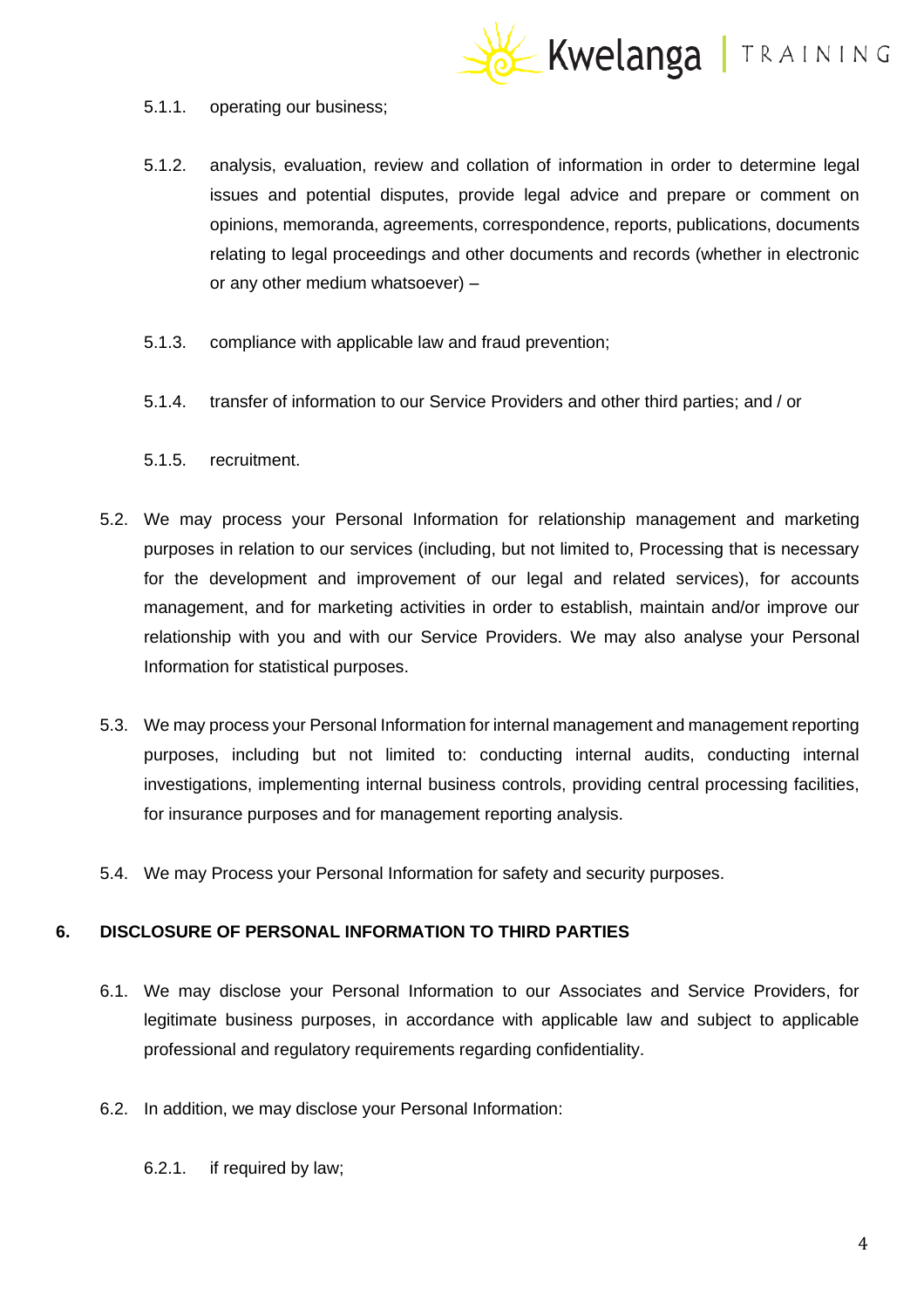5.1.1. operating our business;

5.1.2. analysis, evaluation, review and collation of information in order to determine legal issues and potential disputes, provide legal advice and prepare or comment on opinions, memoranda, agreements, correspondence, reports, publications, documents relating to legal proceedings and other documents and records (whether in electronic or any other medium whatsoever) –

5.1.3. compliance with applicable law and fraud prevention;

5.1.4. transfer of information to our Service Providers and other third parties; and / or

5.1.5. recruitment.

5.2. We may process your Personal Information for relationship management and marketing purposes in relation to our services (including, but not limited to, Processing that is necessary for the development and improvement of our legal and related services), for accounts management, and for marketing activities in order to establish, maintain and/or improve our relationship with you and with our Service Providers. We may also analyse your Personal Information for statistical purposes.

5.3. We may process your Personal Information for internal management and management reporting purposes, including but not limited to: conducting internal audits, conducting internal investigations, implementing internal business controls, providing central processing facilities, for insurance purposes and for management reporting analysis.

5.4. We may Process your Personal Information for safety and security purposes.

## 6. DISCLOSURE OF PERSONAL INFORMATION TO THIRD PARTIES

6.1. We may disclose your Personal Information to our Associates and Service Providers, for legitimate business purposes, in accordance with applicable law and subject to applicable professional and regulatory requirements regarding confidentiality.

6.2. In addition, we may disclose your Personal Information:

6.2.1. if required by law;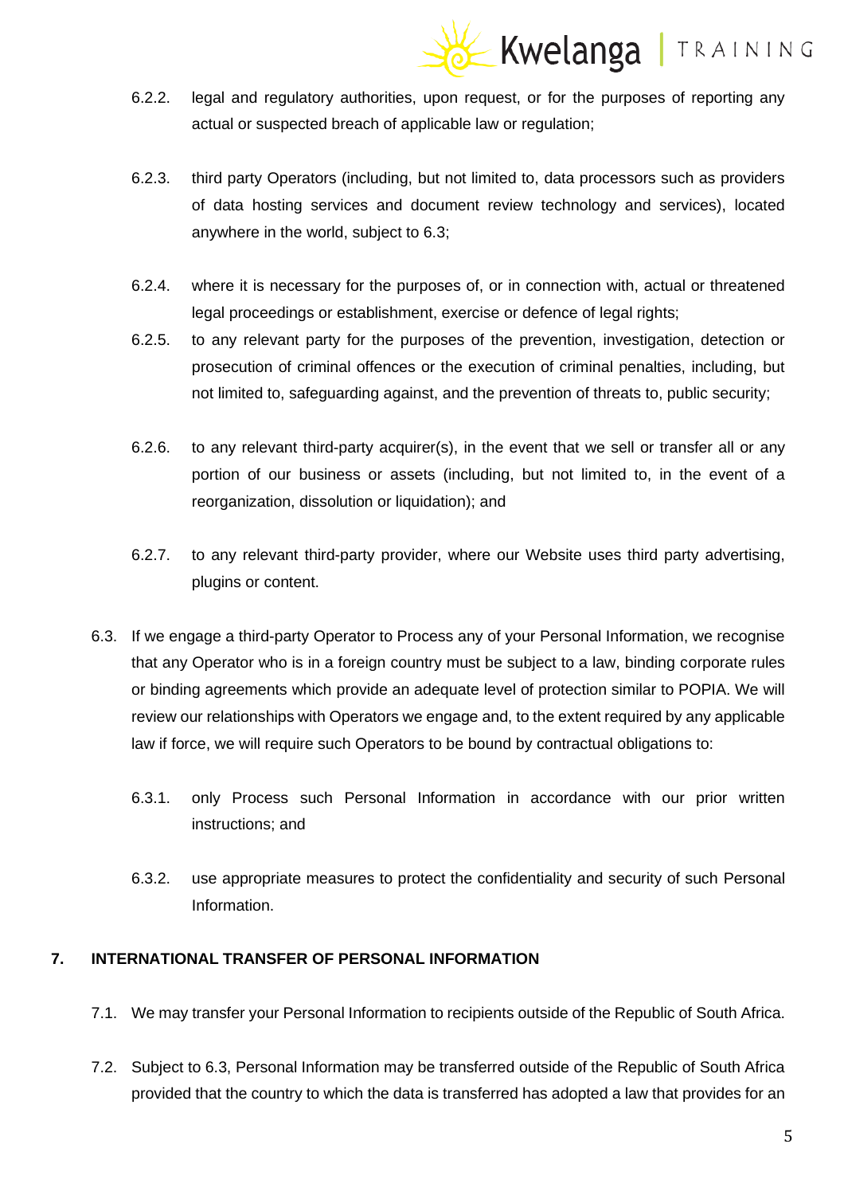6.2.2. legal and regulatory authorities, upon request, or for the purposes of reporting any actual or suspected breach of applicable law or regulation;

6.2.3. third party Operators (including, but not limited to, data processors such as providers of data hosting services and document review technology and services), located anywhere in the world, subject to 6.3;

6.2.4. where it is necessary for the purposes of, or in connection with, actual or threatened legal proceedings or establishment, exercise or defence of legal rights;

6.2.5. to any relevant party for the purposes of the prevention, investigation, detection or prosecution of criminal offences or the execution of criminal penalties, including, but not limited to, safeguarding against, and the prevention of threats to, public security;

6.2.6. to any relevant third-party acquirer(s), in the event that we sell or transfer all or any portion of our business or assets (including, but not limited to, in the event of a reorganization, dissolution or liquidation); and

6.2.7. to any relevant third-party provider, where our Website uses third party advertising, plugins or content.

6.3. If we engage a third-party Operator to Process any of your Personal Information, we recognise that any Operator who is in a foreign country must be subject to a law, binding corporate rules or binding agreements which provide an adequate level of protection similar to POPIA. We will review our relationships with Operators we engage and, to the extent required by any applicable law if force, we will require such Operators to be bound by contractual obligations to:

6.3.1. only Process such Personal Information in accordance with our prior written instructions; and

6.3.2. use appropriate measures to protect the confidentiality and security of such Personal Information.

## 7. INTERNATIONAL TRANSFER OF PERSONAL INFORMATION

7.1. We may transfer your Personal Information to recipients outside of the Republic of South Africa.

7.2. Subject to 6.3, Personal Information may be transferred outside of the Republic of South Africa provided that the country to which the data is transferred has adopted a law that provides for an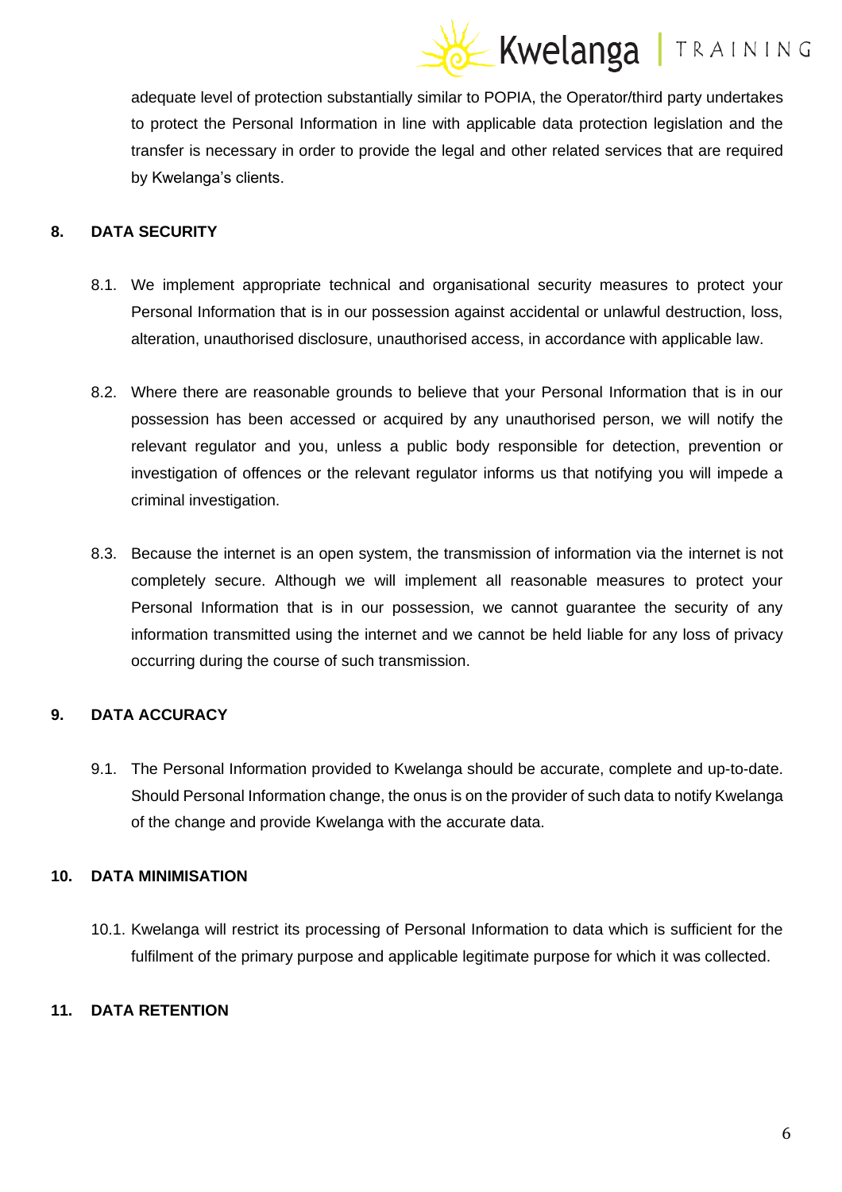adequate level of protection substantially similar to POPIA, the Operator/third party undertakes to protect the Personal Information in line with applicable data protection legislation and the transfer is necessary in order to provide the legal and other related services that are required by Kwelanga's clients.

## 8. DATA SECURITY

8.1. We implement appropriate technical and organisational security measures to protect your Personal Information that is in our possession against accidental or unlawful destruction, loss, alteration, unauthorised disclosure, unauthorised access, in accordance with applicable law.

8.2. Where there are reasonable grounds to believe that your Personal Information that is in our possession has been accessed or acquired by any unauthorised person, we will notify the relevant regulator and you, unless a public body responsible for detection, prevention or investigation of offences or the relevant regulator informs us that notifying you will impede a criminal investigation.

8.3. Because the internet is an open system, the transmission of information via the internet is not completely secure. Although we will implement all reasonable measures to protect your Personal Information that is in our possession, we cannot guarantee the security of any information transmitted using the internet and we cannot be held liable for any loss of privacy occurring during the course of such transmission.

## 9. DATA ACCURACY

9.1. The Personal Information provided to Kwelanga should be accurate, complete and up-to-date. Should Personal Information change, the onus is on the provider of such data to notify Kwelanga of the change and provide Kwelanga with the accurate data.

## 10. DATA MINIMISATION

10.1. Kwelanga will restrict its processing of Personal Information to data which is sufficient for the fulfilment of the primary purpose and applicable legitimate purpose for which it was collected.

## 11. DATA RETENTION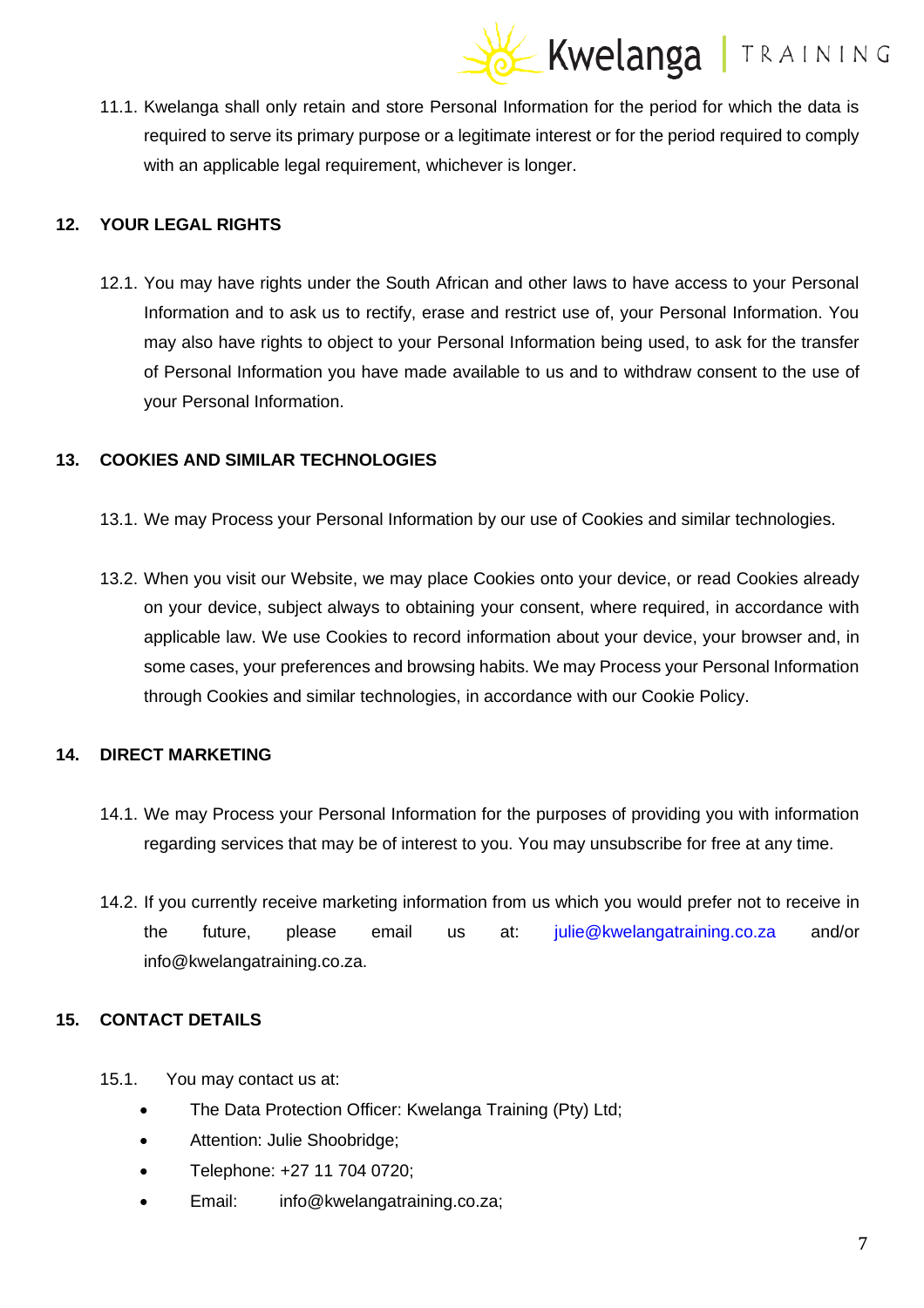11.1. Kwelanga shall only retain and store Personal Information for the period for which the data is required to serve its primary purpose or a legitimate interest or for the period required to comply with an applicable legal requirement, whichever is longer.

## 12. YOUR LEGAL RIGHTS

12.1. You may have rights under the South African and other laws to have access to your Personal Information and to ask us to rectify, erase and restrict use of, your Personal Information. You may also have rights to object to your Personal Information being used, to ask for the transfer of Personal Information you have made available to us and to withdraw consent to the use of your Personal Information.

## 13. COOKIES AND SIMILAR TECHNOLOGIES

13.1. We may Process your Personal Information by our use of Cookies and similar technologies.

13.2. When you visit our Website, we may place Cookies onto your device, or read Cookies already on your device, subject always to obtaining your consent, where required, in accordance with applicable law. We use Cookies to record information about your device, your browser and, in some cases, your preferences and browsing habits. We may Process your Personal Information through Cookies and similar technologies, in accordance with our Cookie Policy.

## 14. DIRECT MARKETING

14.1. We may Process your Personal Information for the purposes of providing you with information regarding services that may be of interest to you. You may unsubscribe for free at any time.

14.2. If you currently receive marketing information from us which you would prefer not to receive in the future, please email us at: julie@kwelangatraining.co.za and/or info@kwelangatraining.co.za.

## 15. CONTACT DETAILS

15.1. You may contact us at:

- The Data Protection Officer: Kwelanga Training (Pty) Ltd;
- Attention: Julie Shoobridge;
- Telephone: +27 11 704 0720;
- Email: info@kwelangatraining.co.za;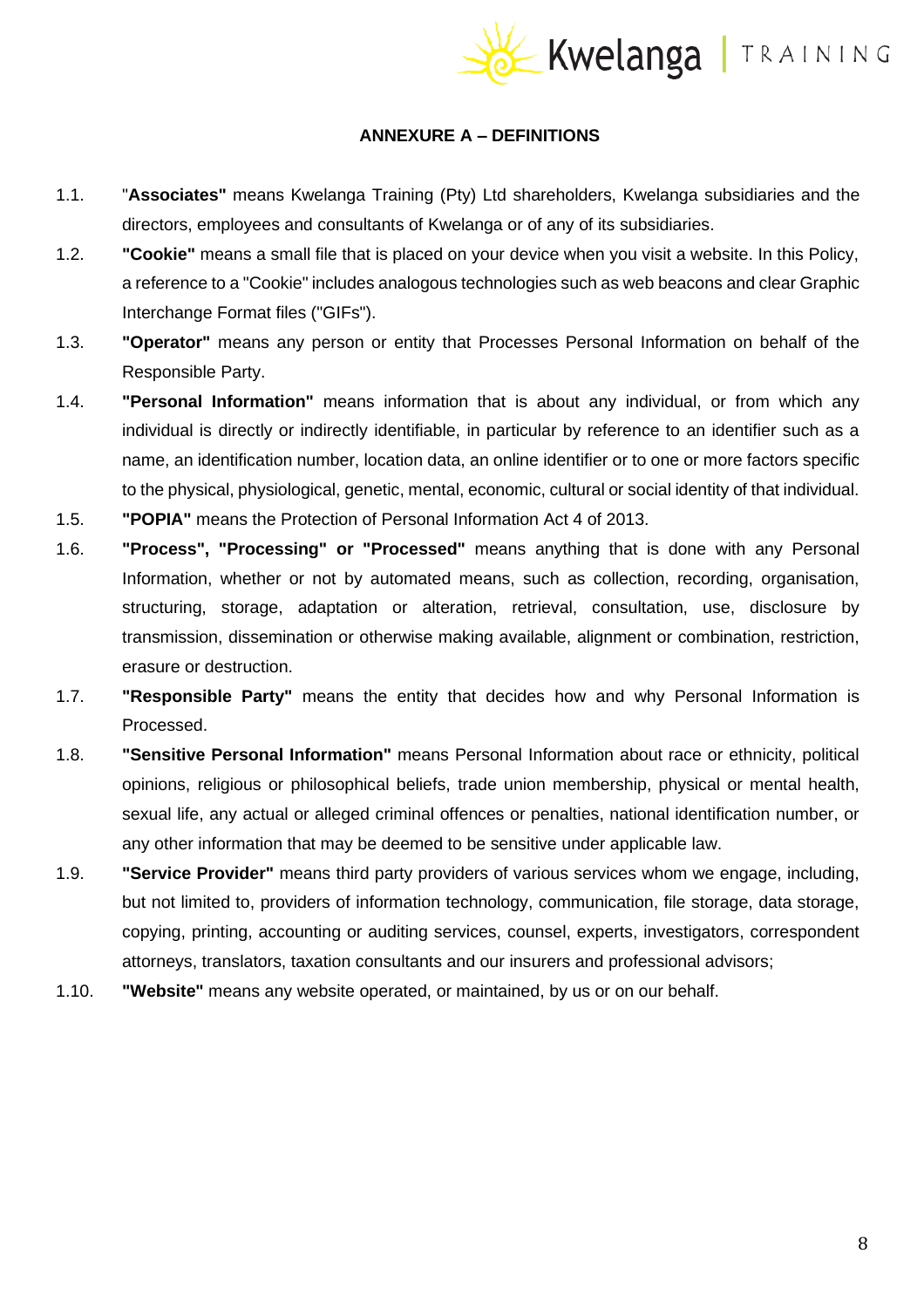## ANNEXURE A – DEFINITIONS

1.1. "**Associates"** means Kwelanga Training (Pty) Ltd shareholders, Kwelanga subsidiaries and the directors, employees and consultants of Kwelanga or of any of its subsidiaries.

1.2. **"Cookie"** means a small file that is placed on your device when you visit a website. In this Policy, a reference to a "Cookie" includes analogous technologies such as web beacons and clear Graphic Interchange Format files ("GIFs").

1.3. **"Operator"** means any person or entity that Processes Personal Information on behalf of the Responsible Party.

1.4. **"Personal Information"** means information that is about any individual, or from which any individual is directly or indirectly identifiable, in particular by reference to an identifier such as a name, an identification number, location data, an online identifier or to one or more factors specific to the physical, physiological, genetic, mental, economic, cultural or social identity of that individual.

1.5. **"POPIA"** means the Protection of Personal Information Act 4 of 2013.

1.6. **"Process", "Processing" or "Processed"** means anything that is done with any Personal Information, whether or not by automated means, such as collection, recording, organisation, structuring, storage, adaptation or alteration, retrieval, consultation, use, disclosure by transmission, dissemination or otherwise making available, alignment or combination, restriction, erasure or destruction.

1.7. **"Responsible Party"** means the entity that decides how and why Personal Information is Processed.

1.8. **"Sensitive Personal Information"** means Personal Information about race or ethnicity, political opinions, religious or philosophical beliefs, trade union membership, physical or mental health, sexual life, any actual or alleged criminal offences or penalties, national identification number, or any other information that may be deemed to be sensitive under applicable law.

1.9. **"Service Provider"** means third party providers of various services whom we engage, including, but not limited to, providers of information technology, communication, file storage, data storage, copying, printing, accounting or auditing services, counsel, experts, investigators, correspondent attorneys, translators, taxation consultants and our insurers and professional advisors;

1.10. **"Website"** means any website operated, or maintained, by us or on our behalf.